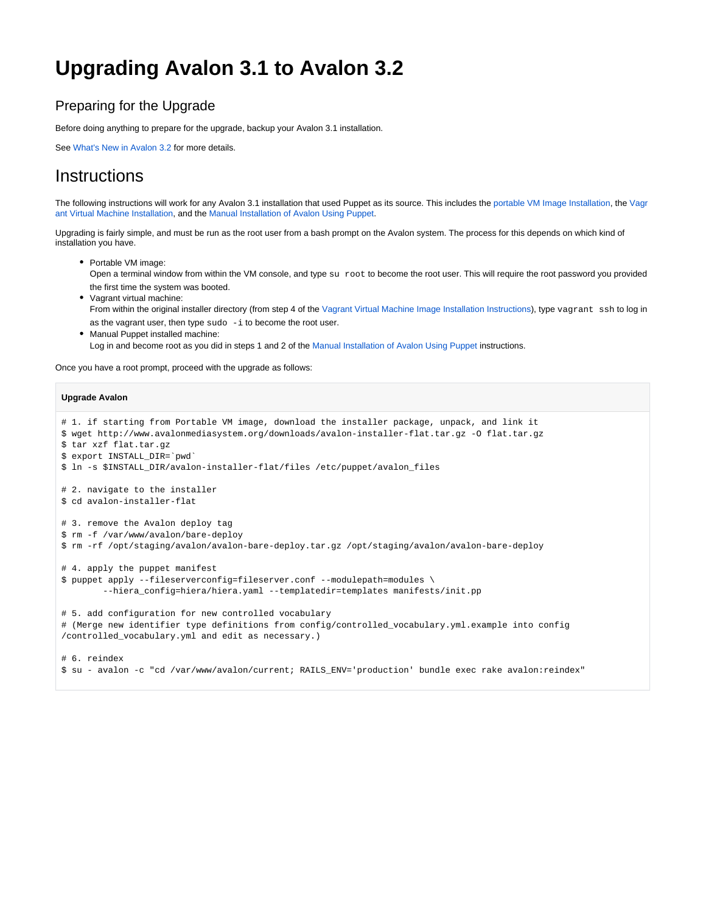# Upgrading Avalon 3.1 to Avalon 3.2

## Preparing for the Upgrade

Before doing anything to prepare for the upgrade, backup your Avalon 3.1 installation.

See What's New in Avalon 3.2 for more details.

# Instructions

The following instructions will work for any Avalon 3.1 installation that used Puppet as its source. This includes the portable VM Image Installation, the Vagrant Virtual Machine Installation, and the Manual Installation of Avalon Using Puppet.

Upgrading is fairly simple, and must be run as the root user from a bash prompt on the Avalon system. The process for this depends on which kind of installation you have.

- Portable VM image:
  Open a terminal window from within the VM console, and type `su root` to become the root user. This will require the root password you provided the first time the system was booted.
- Vagrant virtual machine:
  From within the original installer directory (from step 4 of the Vagrant Virtual Machine Image Installation Instructions), type `vagrant ssh` to log in as the vagrant user, then type `sudo -i` to become the root user.
- Manual Puppet installed machine:
  Log in and become root as you did in steps 1 and 2 of the Manual Installation of Avalon Using Puppet instructions.

Once you have a root prompt, proceed with the upgrade as follows:

**Upgrade Avalon**

```
# 1. if starting from Portable VM image, download the installer package, unpack, and link it
$ wget http://www.avalonmediasystem.org/downloads/avalon-installer-flat.tar.gz -O flat.tar.gz
$ tar xzf flat.tar.gz
$ export INSTALL_DIR=`pwd`
$ ln -s $INSTALL_DIR/avalon-installer-flat/files /etc/puppet/avalon_files

# 2. navigate to the installer
$ cd avalon-installer-flat

# 3. remove the Avalon deploy tag
$ rm -f /var/www/avalon/bare-deploy
$ rm -rf /opt/staging/avalon/avalon-bare-deploy.tar.gz /opt/staging/avalon/avalon-bare-deploy

# 4. apply the puppet manifest
$ puppet apply --fileserverconfig=fileserver.conf --modulepath=modules \
        --hiera_config=hiera/hiera.yaml --templatedir=templates manifests/init.pp

# 5. add configuration for new controlled vocabulary
# (Merge new identifier type definitions from config/controlled_vocabulary.yml.example into config
/controlled_vocabulary.yml and edit as necessary.)

# 6. reindex
$ su - avalon -c "cd /var/www/avalon/current; RAILS_ENV='production' bundle exec rake avalon:reindex"
```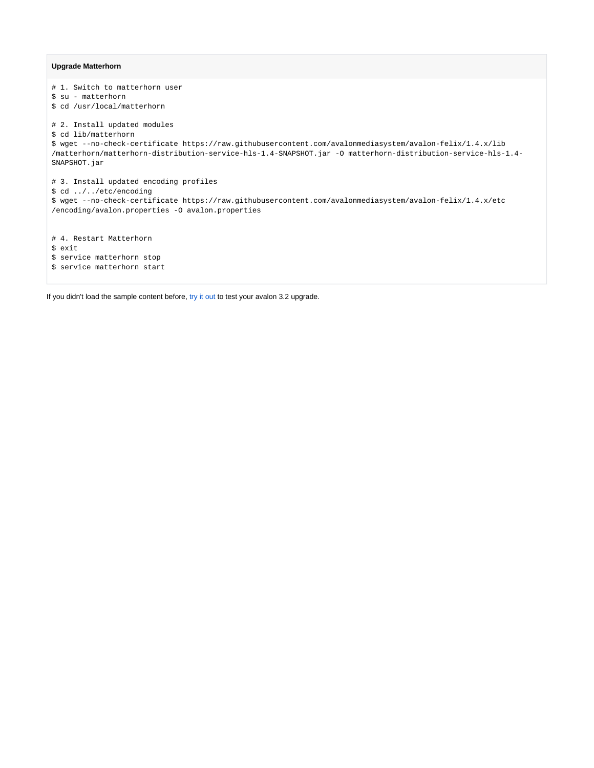**Upgrade Matterhorn**

```
# 1. Switch to matterhorn user
$ su - matterhorn
$ cd /usr/local/matterhorn

# 2. Install updated modules
$ cd lib/matterhorn
$ wget --no-check-certificate https://raw.githubusercontent.com/avalonmediasystem/avalon-felix/1.4.x/lib/matterhorn/matterhorn-distribution-service-hls-1.4-SNAPSHOT.jar -O matterhorn-distribution-service-hls-1.4-SNAPSHOT.jar

# 3. Install updated encoding profiles
$ cd ../../etc/encoding
$ wget --no-check-certificate https://raw.githubusercontent.com/avalonmediasystem/avalon-felix/1.4.x/etc/encoding/avalon.properties -O avalon.properties


# 4. Restart Matterhorn
$ exit
$ service matterhorn stop
$ service matterhorn start
```

If you didn't load the sample content before, try it out to test your avalon 3.2 upgrade.